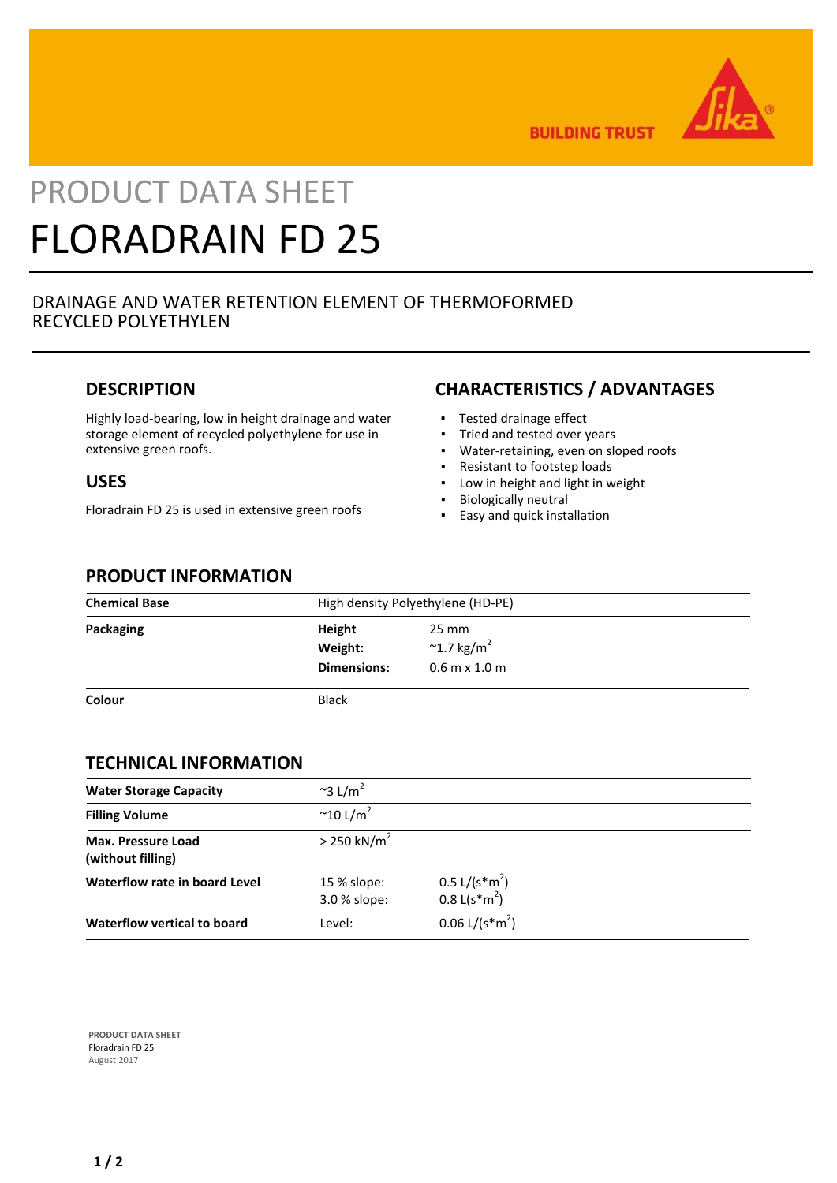# PRODUCT DATA SHEET

# FLORADRAIN FD 25

DRAINAGE AND WATER RETENTION ELEMENT OF THERMOFORMED RECYCLED POLYETHYLEN

## DESCRIPTION

Highly load-bearing, low in height drainage and water storage element of recycled polyethylene for use in extensive green roofs.

## USES

Floradrain FD 25 is used in extensive green roofs

## CHARACTERISTICS / ADVANTAGES

- Tested drainage effect
- Tried and tested over years
- Water-retaining, even on sloped roofs
- Resistant to footstep loads
- Low in height and light in weight
- Biologically neutral
- Easy and quick installation

## PRODUCT INFORMATION

| | | |
|---|---|---|
| **Chemical Base** | High density Polyethylene (HD-PE) | |
| **Packaging** | **Height** | 25 mm |
| | **Weight:** | ~1.7 kg/m$^2$ |
| | **Dimensions:** | 0.6 m x 1.0 m |
| **Colour** | Black | |

## TECHNICAL INFORMATION

| | | |
|---|---|---|
| **Water Storage Capacity** | ~3 L/m$^2$ | |
| **Filling Volume** | ~10 L/m$^2$ | |
| **Max. Pressure Load (without filling)** | > 250 kN/m$^2$ | |
| **Waterflow rate in board Level** | 15 % slope: | 0.5 L/(s*m$^2$) |
| | 3.0 % slope: | 0.8 L(s*m$^2$) |
| **Waterflow vertical to board** | Level: | 0.06 L/(s*m$^2$) |

**PRODUCT DATA SHEET**
Floradrain FD 25
August 2017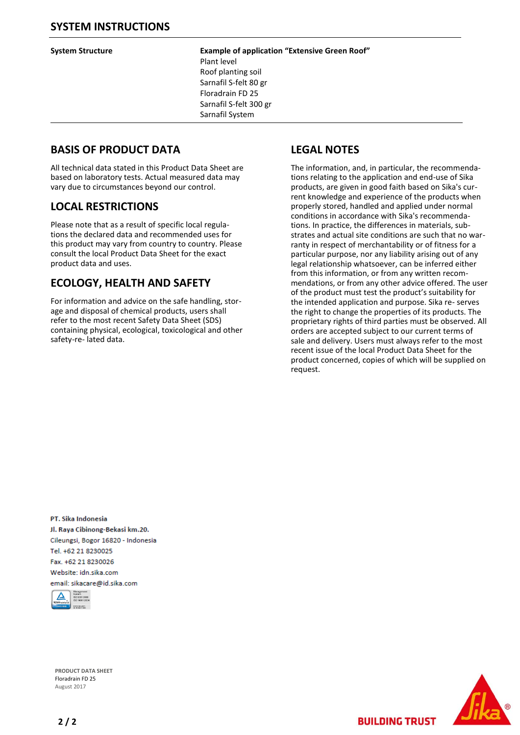## SYSTEM INSTRUCTIONS

| | |
|---|---|
| **System Structure** | **Example of application "Extensive Green Roof"**<br>Plant level<br>Roof planting soil<br>Sarnafil S-felt 80 gr<br>Floradrain FD 25<br>Sarnafil S-felt 300 gr<br>Sarnafil System |

## BASIS OF PRODUCT DATA

All technical data stated in this Product Data Sheet are based on laboratory tests. Actual measured data may vary due to circumstances beyond our control.

## LOCAL RESTRICTIONS

Please note that as a result of specific local regulations the declared data and recommended uses for this product may vary from country to country. Please consult the local Product Data Sheet for the exact product data and uses.

## ECOLOGY, HEALTH AND SAFETY

For information and advice on the safe handling, storage and disposal of chemical products, users shall refer to the most recent Safety Data Sheet (SDS) containing physical, ecological, toxicological and other safety-related data.

## LEGAL NOTES

The information, and, in particular, the recommendations relating to the application and end-use of Sika products, are given in good faith based on Sika's current knowledge and experience of the products when properly stored, handled and applied under normal conditions in accordance with Sika's recommendations. In practice, the differences in materials, substrates and actual site conditions are such that no warranty in respect of merchantability or of fitness for a particular purpose, nor any liability arising out of any legal relationship whatsoever, can be inferred either from this information, or from any written recommendations, or from any other advice offered. The user of the product must test the product's suitability for the intended application and purpose. Sika reserves the right to change the properties of its products. The proprietary rights of third parties must be observed. All orders are accepted subject to our current terms of sale and delivery. Users must always refer to the most recent issue of the local Product Data Sheet for the product concerned, copies of which will be supplied on request.

**PT. Sika Indonesia**
**Jl. Raya Cibinong-Bekasi km.20.**
Cileungsi, Bogor 16820 - Indonesia
Tel. +62 21 8230025
Fax. +62 21 8230026
Website: idn.sika.com
email: sikacare@id.sika.com

**PRODUCT DATA SHEET**
Floradrain FD 25
August 2017

**BUILDING TRUST**